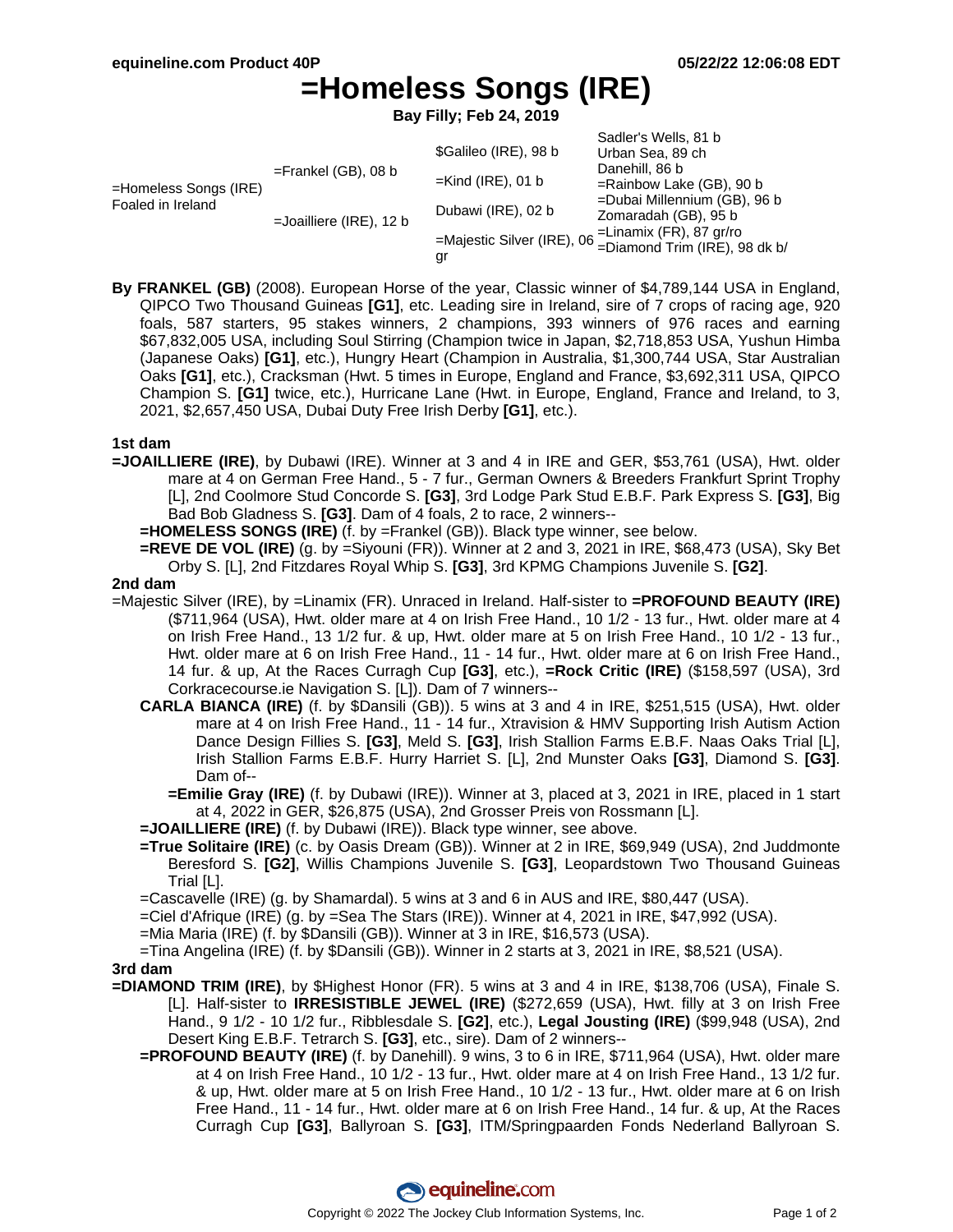# =Homeless Songs (IRE)

**Bay Filly; Feb 24, 2019**

| | | | |
|---|---|---|---|
| =Homeless Songs (IRE) Foaled in Ireland | =Frankel (GB), 08 b | $Galileo (IRE), 98 b | Sadler's Wells, 81 b |
| | | | Urban Sea, 89 ch |
| | | =Kind (IRE), 01 b | Danehill, 86 b |
| | | | =Rainbow Lake (GB), 90 b |
| | =Joailliere (IRE), 12 b | Dubawi (IRE), 02 b | =Dubai Millennium (GB), 96 b |
| | | | Zomaradah (GB), 95 b |
| | | =Majestic Silver (IRE), 06 gr | =Linamix (FR), 87 gr/ro |
| | | | =Diamond Trim (IRE), 98 dk b/ |

**By FRANKEL (GB)** (2008). European Horse of the year, Classic winner of $4,789,144 USA in England, QIPCO Two Thousand Guineas **[G1]**, etc. Leading sire in Ireland, sire of 7 crops of racing age, 920 foals, 587 starters, 95 stakes winners, 2 champions, 393 winners of 976 races and earning $67,832,005 USA, including Soul Stirring (Champion twice in Japan, $2,718,853 USA, Yushun Himba (Japanese Oaks) **[G1]**, etc.), Hungry Heart (Champion in Australia, $1,300,744 USA, Star Australian Oaks **[G1]**, etc.), Cracksman (Hwt. 5 times in Europe, England and France, $3,692,311 USA, QIPCO Champion S. **[G1]** twice, etc.), Hurricane Lane (Hwt. in Europe, England, France and Ireland, to 3, 2021, $2,657,450 USA, Dubai Duty Free Irish Derby **[G1]**, etc.).

### 1st dam

**=JOAILLIERE (IRE)**, by Dubawi (IRE). Winner at 3 and 4 in IRE and GER, $53,761 (USA), Hwt. older mare at 4 on German Free Hand., 5 - 7 fur., German Owners & Breeders Frankfurt Sprint Trophy [L], 2nd Coolmore Stud Concorde S. **[G3]**, 3rd Lodge Park Stud E.B.F. Park Express S. **[G3]**, Big Bad Bob Gladness S. **[G3]**. Dam of 4 foals, 2 to race, 2 winners--

- **=HOMELESS SONGS (IRE)** (f. by =Frankel (GB)). Black type winner, see below.
- **=REVE DE VOL (IRE)** (g. by =Siyouni (FR)). Winner at 2 and 3, 2021 in IRE, $68,473 (USA), Sky Bet Orby S. [L], 2nd Fitzdares Royal Whip S. **[G3]**, 3rd KPMG Champions Juvenile S. **[G2]**.

### 2nd dam

=Majestic Silver (IRE), by =Linamix (FR). Unraced in Ireland. Half-sister to **=PROFOUND BEAUTY (IRE)** ($711,964 (USA), Hwt. older mare at 4 on Irish Free Hand., 10 1/2 - 13 fur., Hwt. older mare at 4 on Irish Free Hand., 13 1/2 fur. & up, Hwt. older mare at 5 on Irish Free Hand., 10 1/2 - 13 fur., Hwt. older mare at 6 on Irish Free Hand., 11 - 14 fur., Hwt. older mare at 6 on Irish Free Hand., 14 fur. & up, At the Races Curragh Cup **[G3]**, etc.), **=Rock Critic (IRE)** ($158,597 (USA), 3rd Corkracecourse.ie Navigation S. [L]). Dam of 7 winners--

- **CARLA BIANCA (IRE)** (f. by $Dansili (GB)). 5 wins at 3 and 4 in IRE, $251,515 (USA), Hwt. older mare at 4 on Irish Free Hand., 11 - 14 fur., Xtravision & HMV Supporting Irish Autism Action Dance Design Fillies S. **[G3]**, Meld S. **[G3]**, Irish Stallion Farms E.B.F. Naas Oaks Trial [L], Irish Stallion Farms E.B.F. Hurry Harriet S. [L], 2nd Munster Oaks **[G3]**, Diamond S. **[G3]**. Dam of--
  - **=Emilie Gray (IRE)** (f. by Dubawi (IRE)). Winner at 3, placed at 3, 2021 in IRE, placed in 1 start at 4, 2022 in GER, $26,875 (USA), 2nd Grosser Preis von Rossmann [L].
- **=JOAILLIERE (IRE)** (f. by Dubawi (IRE)). Black type winner, see above.
- **=True Solitaire (IRE)** (c. by Oasis Dream (GB)). Winner at 2 in IRE, $69,949 (USA), 2nd Juddmonte Beresford S. **[G2]**, Willis Champions Juvenile S. **[G3]**, Leopardstown Two Thousand Guineas Trial [L].
- =Cascavelle (IRE) (g. by Shamardal). 5 wins at 3 and 6 in AUS and IRE, $80,447 (USA).
- =Ciel d'Afrique (IRE) (g. by =Sea The Stars (IRE)). Winner at 4, 2021 in IRE, $47,992 (USA).
- =Mia Maria (IRE) (f. by $Dansili (GB)). Winner at 3 in IRE, $16,573 (USA).
- =Tina Angelina (IRE) (f. by $Dansili (GB)). Winner in 2 starts at 3, 2021 in IRE, $8,521 (USA).

### 3rd dam

**=DIAMOND TRIM (IRE)**, by $Highest Honor (FR). 5 wins at 3 and 4 in IRE, $138,706 (USA), Finale S. [L]. Half-sister to **IRRESISTIBLE JEWEL (IRE)** ($272,659 (USA), Hwt. filly at 3 on Irish Free Hand., 9 1/2 - 10 1/2 fur., Ribblesdale S. **[G2]**, etc.), **Legal Jousting (IRE)** ($99,948 (USA), 2nd Desert King E.B.F. Tetrarch S. **[G3]**, etc., sire). Dam of 2 winners--

- **=PROFOUND BEAUTY (IRE)** (f. by Danehill). 9 wins, 3 to 6 in IRE, $711,964 (USA), Hwt. older mare at 4 on Irish Free Hand., 10 1/2 - 13 fur., Hwt. older mare at 4 on Irish Free Hand., 13 1/2 fur. & up, Hwt. older mare at 5 on Irish Free Hand., 10 1/2 - 13 fur., Hwt. older mare at 6 on Irish Free Hand., 11 - 14 fur., Hwt. older mare at 6 on Irish Free Hand., 14 fur. & up, At the Races Curragh Cup **[G3]**, Ballyroan S. **[G3]**, ITM/Springpaarden Fonds Nederland Ballyroan S.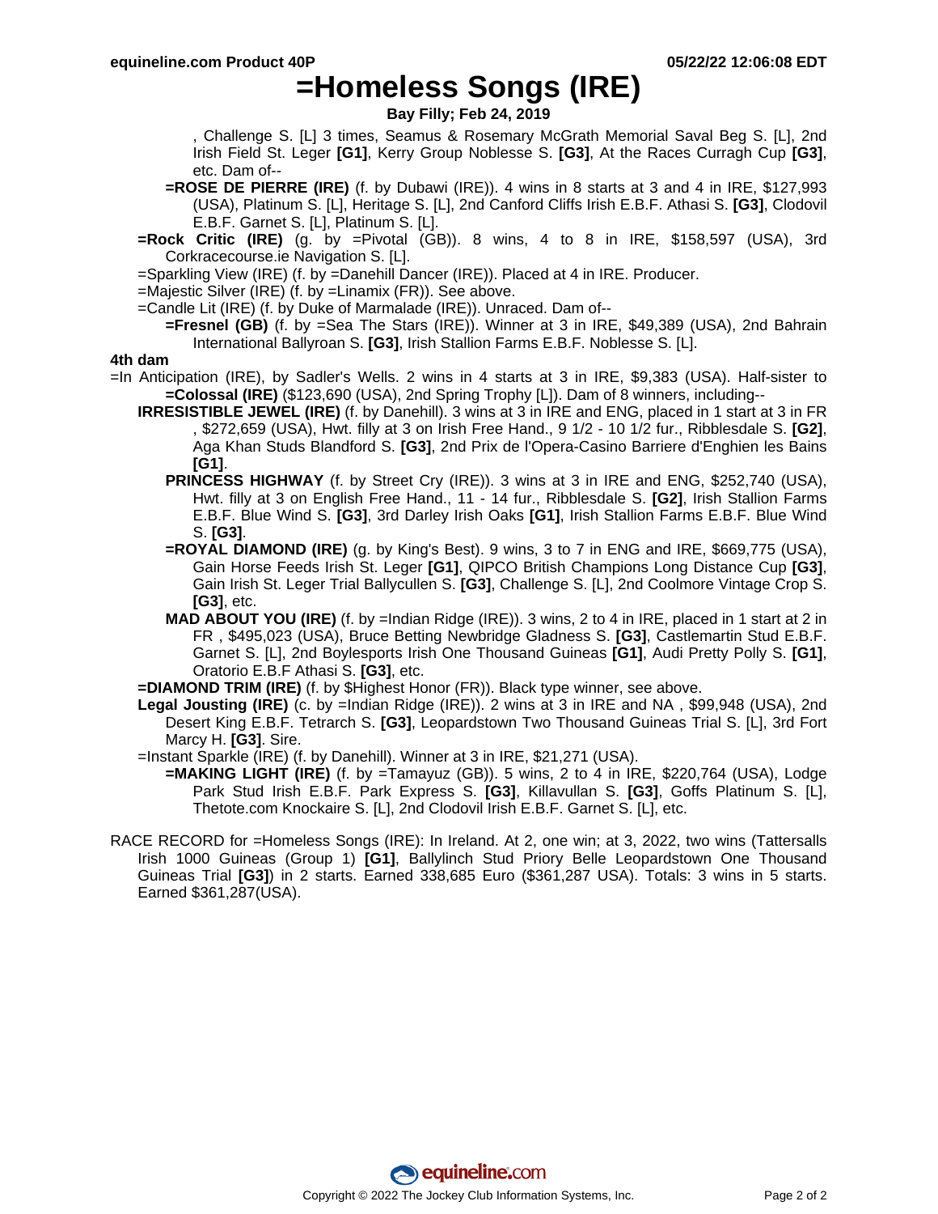# =Homeless Songs (IRE)

**Bay Filly; Feb 24, 2019**

, Challenge S. [L] 3 times, Seamus & Rosemary McGrath Memorial Saval Beg S. [L], 2nd Irish Field St. Leger **[G1]**, Kerry Group Noblesse S. **[G3]**, At the Races Curragh Cup **[G3]**, etc. Dam of--

**=ROSE DE PIERRE (IRE)** (f. by Dubawi (IRE)). 4 wins in 8 starts at 3 and 4 in IRE, $127,993 (USA), Platinum S. [L], Heritage S. [L], 2nd Canford Cliffs Irish E.B.F. Athasi S. **[G3]**, Clodovil E.B.F. Garnet S. [L], Platinum S. [L].

**=Rock Critic (IRE)** (g. by =Pivotal (GB)). 8 wins, 4 to 8 in IRE, $158,597 (USA), 3rd Corkracecourse.ie Navigation S. [L].

=Sparkling View (IRE) (f. by =Danehill Dancer (IRE)). Placed at 4 in IRE. Producer.

=Majestic Silver (IRE) (f. by =Linamix (FR)). See above.

=Candle Lit (IRE) (f. by Duke of Marmalade (IRE)). Unraced. Dam of--

**=Fresnel (GB)** (f. by =Sea The Stars (IRE)). Winner at 3 in IRE, $49,389 (USA), 2nd Bahrain International Ballyroan S. **[G3]**, Irish Stallion Farms E.B.F. Noblesse S. [L].

**4th dam**

=In Anticipation (IRE), by Sadler's Wells. 2 wins in 4 starts at 3 in IRE, $9,383 (USA). Half-sister to **=Colossal (IRE)** ($123,690 (USA), 2nd Spring Trophy [L]). Dam of 8 winners, including--

**IRRESISTIBLE JEWEL (IRE)** (f. by Danehill). 3 wins at 3 in IRE and ENG, placed in 1 start at 3 in FR , $272,659 (USA), Hwt. filly at 3 on Irish Free Hand., 9 1/2 - 10 1/2 fur., Ribblesdale S. **[G2]**, Aga Khan Studs Blandford S. **[G3]**, 2nd Prix de l'Opera-Casino Barriere d'Enghien les Bains **[G1]**.

**PRINCESS HIGHWAY** (f. by Street Cry (IRE)). 3 wins at 3 in IRE and ENG, $252,740 (USA), Hwt. filly at 3 on English Free Hand., 11 - 14 fur., Ribblesdale S. **[G2]**, Irish Stallion Farms E.B.F. Blue Wind S. **[G3]**, 3rd Darley Irish Oaks **[G1]**, Irish Stallion Farms E.B.F. Blue Wind S. **[G3]**.

**=ROYAL DIAMOND (IRE)** (g. by King's Best). 9 wins, 3 to 7 in ENG and IRE, $669,775 (USA), Gain Horse Feeds Irish St. Leger **[G1]**, QIPCO British Champions Long Distance Cup **[G3]**, Gain Irish St. Leger Trial Ballycullen S. **[G3]**, Challenge S. [L], 2nd Coolmore Vintage Crop S. **[G3]**, etc.

**MAD ABOUT YOU (IRE)** (f. by =Indian Ridge (IRE)). 3 wins, 2 to 4 in IRE, placed in 1 start at 2 in FR , $495,023 (USA), Bruce Betting Newbridge Gladness S. **[G3]**, Castlemartin Stud E.B.F. Garnet S. [L], 2nd Boylesports Irish One Thousand Guineas **[G1]**, Audi Pretty Polly S. **[G1]**, Oratorio E.B.F Athasi S. **[G3]**, etc.

**=DIAMOND TRIM (IRE)** (f. by $Highest Honor (FR)). Black type winner, see above.

**Legal Jousting (IRE)** (c. by =Indian Ridge (IRE)). 2 wins at 3 in IRE and NA , $99,948 (USA), 2nd Desert King E.B.F. Tetrarch S. **[G3]**, Leopardstown Two Thousand Guineas Trial S. [L], 3rd Fort Marcy H. **[G3]**. Sire.

=Instant Sparkle (IRE) (f. by Danehill). Winner at 3 in IRE, $21,271 (USA).

**=MAKING LIGHT (IRE)** (f. by =Tamayuz (GB)). 5 wins, 2 to 4 in IRE, $220,764 (USA), Lodge Park Stud Irish E.B.F. Park Express S. **[G3]**, Killavullan S. **[G3]**, Goffs Platinum S. [L], Thetote.com Knockaire S. [L], 2nd Clodovil Irish E.B.F. Garnet S. [L], etc.

RACE RECORD for =Homeless Songs (IRE): In Ireland. At 2, one win; at 3, 2022, two wins (Tattersalls Irish 1000 Guineas (Group 1) **[G1]**, Ballylinch Stud Priory Belle Leopardstown One Thousand Guineas Trial **[G3]**) in 2 starts. Earned 338,685 Euro ($361,287 USA). Totals: 3 wins in 5 starts. Earned $361,287(USA).